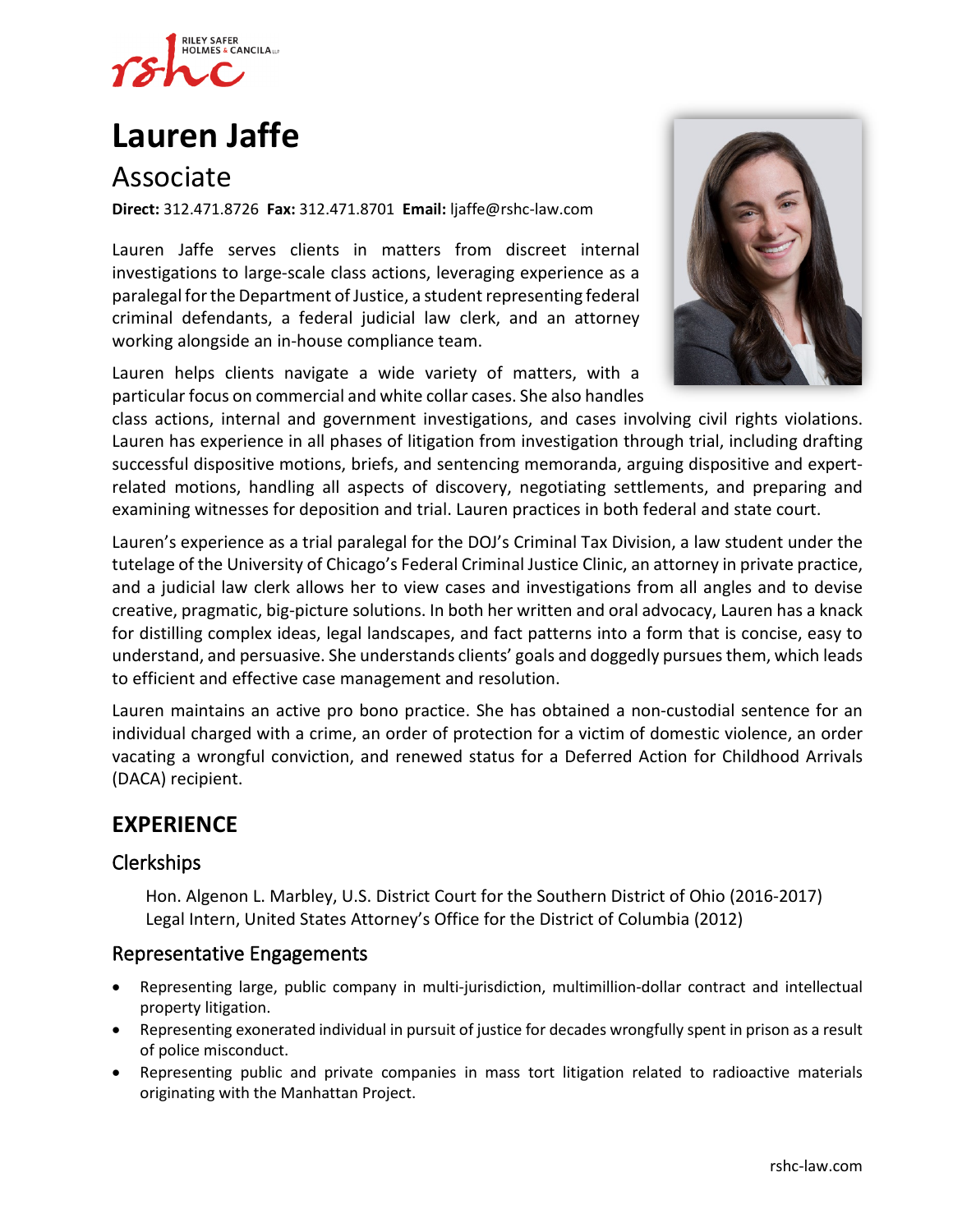# Lauren Jaffe

## Associate

**Direct:** 312.471.8726 **Fax:** 312.471.8701 **Email:** ljaffe@rshc-law.com

Lauren Jaffe serves clients in matters from discreet internal investigations to large-scale class actions, leveraging experience as a paralegal for the Department of Justice, a student representing federal criminal defendants, a federal judicial law clerk, and an attorney working alongside an in-house compliance team.

Lauren helps clients navigate a wide variety of matters, with a particular focus on commercial and white collar cases. She also handles class actions, internal and government investigations, and cases involving civil rights violations. Lauren has experience in all phases of litigation from investigation through trial, including drafting successful dispositive motions, briefs, and sentencing memoranda, arguing dispositive and expert-related motions, handling all aspects of discovery, negotiating settlements, and preparing and examining witnesses for deposition and trial. Lauren practices in both federal and state court.

Lauren's experience as a trial paralegal for the DOJ's Criminal Tax Division, a law student under the tutelage of the University of Chicago's Federal Criminal Justice Clinic, an attorney in private practice, and a judicial law clerk allows her to view cases and investigations from all angles and to devise creative, pragmatic, big-picture solutions. In both her written and oral advocacy, Lauren has a knack for distilling complex ideas, legal landscapes, and fact patterns into a form that is concise, easy to understand, and persuasive. She understands clients' goals and doggedly pursues them, which leads to efficient and effective case management and resolution.

Lauren maintains an active pro bono practice. She has obtained a non-custodial sentence for an individual charged with a crime, an order of protection for a victim of domestic violence, an order vacating a wrongful conviction, and renewed status for a Deferred Action for Childhood Arrivals (DACA) recipient.

## EXPERIENCE

### Clerkships

Hon. Algenon L. Marbley, U.S. District Court for the Southern District of Ohio (2016-2017)
Legal Intern, United States Attorney's Office for the District of Columbia (2012)

### Representative Engagements

- Representing large, public company in multi-jurisdiction, multimillion-dollar contract and intellectual property litigation.
- Representing exonerated individual in pursuit of justice for decades wrongfully spent in prison as a result of police misconduct.
- Representing public and private companies in mass tort litigation related to radioactive materials originating with the Manhattan Project.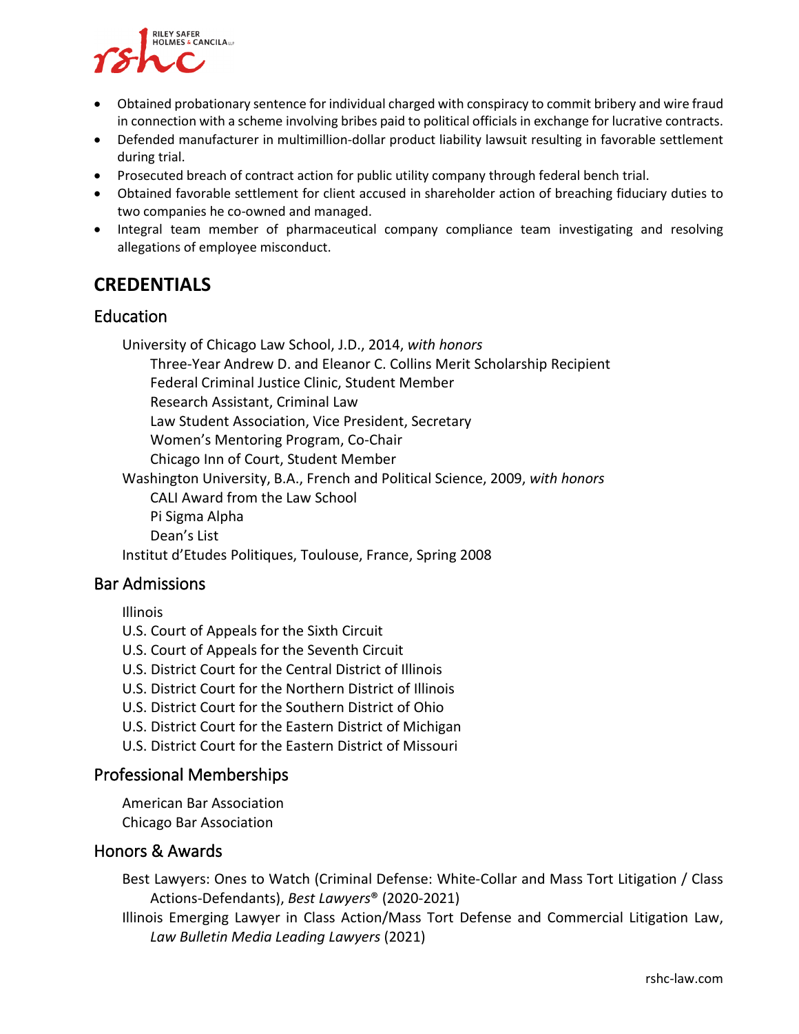- Obtained probationary sentence for individual charged with conspiracy to commit bribery and wire fraud in connection with a scheme involving bribes paid to political officials in exchange for lucrative contracts.
- Defended manufacturer in multimillion-dollar product liability lawsuit resulting in favorable settlement during trial.
- Prosecuted breach of contract action for public utility company through federal bench trial.
- Obtained favorable settlement for client accused in shareholder action of breaching fiduciary duties to two companies he co-owned and managed.
- Integral team member of pharmaceutical company compliance team investigating and resolving allegations of employee misconduct.

## CREDENTIALS

### Education

University of Chicago Law School, J.D., 2014, *with honors*
- Three-Year Andrew D. and Eleanor C. Collins Merit Scholarship Recipient
- Federal Criminal Justice Clinic, Student Member
- Research Assistant, Criminal Law
- Law Student Association, Vice President, Secretary
- Women's Mentoring Program, Co-Chair
- Chicago Inn of Court, Student Member

Washington University, B.A., French and Political Science, 2009, *with honors*
- CALI Award from the Law School
- Pi Sigma Alpha
- Dean's List

Institut d'Etudes Politiques, Toulouse, France, Spring 2008

### Bar Admissions

Illinois
U.S. Court of Appeals for the Sixth Circuit
U.S. Court of Appeals for the Seventh Circuit
U.S. District Court for the Central District of Illinois
U.S. District Court for the Northern District of Illinois
U.S. District Court for the Southern District of Ohio
U.S. District Court for the Eastern District of Michigan
U.S. District Court for the Eastern District of Missouri

### Professional Memberships

American Bar Association
Chicago Bar Association

### Honors & Awards

Best Lawyers: Ones to Watch (Criminal Defense: White-Collar and Mass Tort Litigation / Class Actions-Defendants), *Best Lawyers*® (2020-2021)

Illinois Emerging Lawyer in Class Action/Mass Tort Defense and Commercial Litigation Law, *Law Bulletin Media Leading Lawyers* (2021)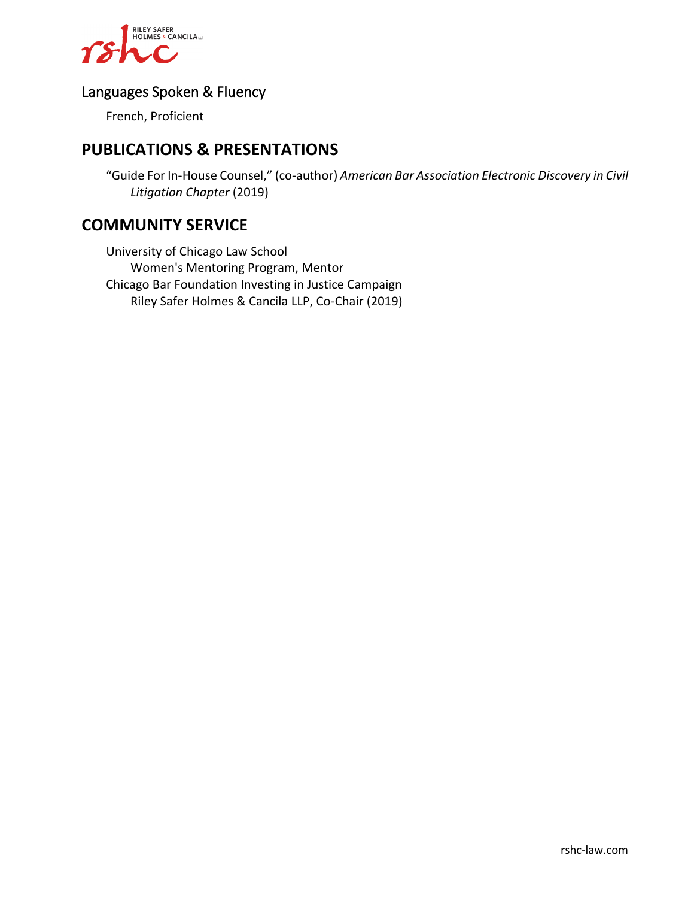### Languages Spoken & Fluency

French, Proficient

## PUBLICATIONS & PRESENTATIONS

"Guide For In-House Counsel," (co-author) *American Bar Association Electronic Discovery in Civil Litigation Chapter* (2019)

## COMMUNITY SERVICE

University of Chicago Law School
  Women's Mentoring Program, Mentor
Chicago Bar Foundation Investing in Justice Campaign
  Riley Safer Holmes & Cancila LLP, Co-Chair (2019)